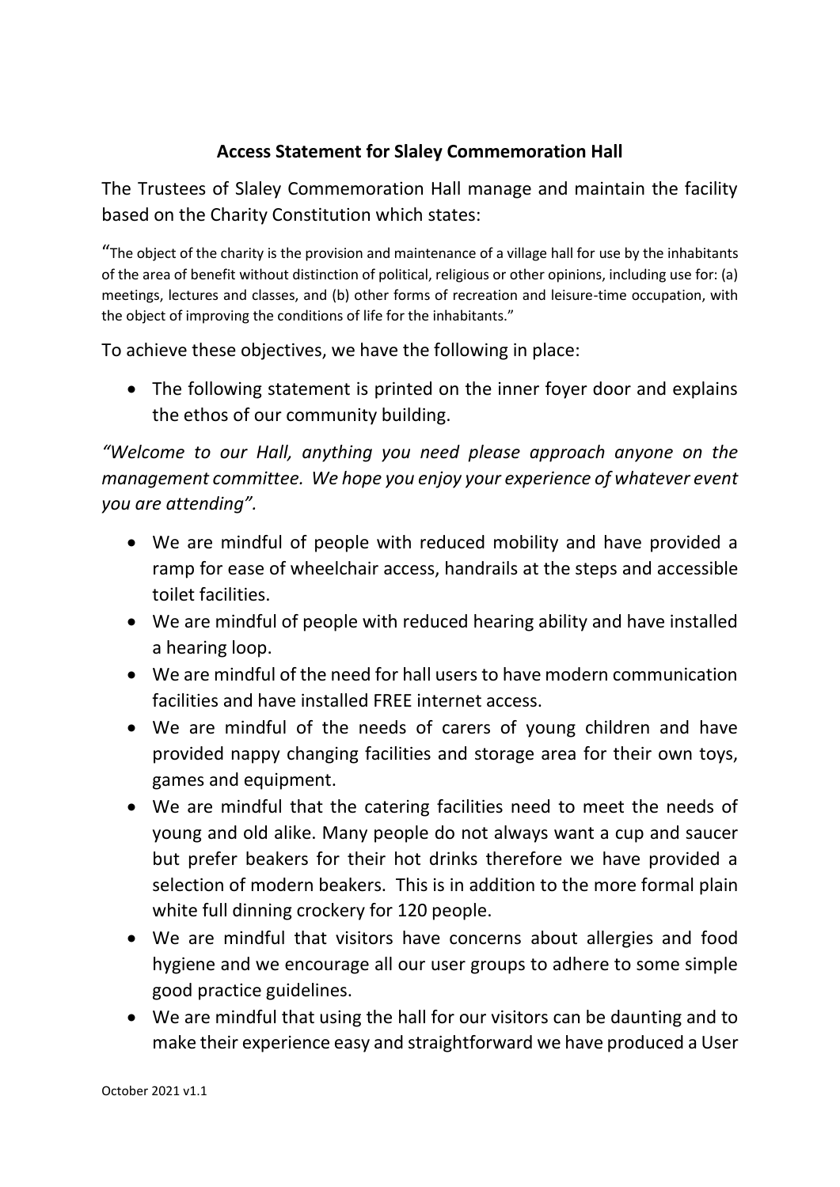# Access Statement for Slaley Commemoration Hall

The Trustees of Slaley Commemoration Hall manage and maintain the facility based on the Charity Constitution which states:

"The object of the charity is the provision and maintenance of a village hall for use by the inhabitants of the area of benefit without distinction of political, religious or other opinions, including use for: (a) meetings, lectures and classes, and (b) other forms of recreation and leisure-time occupation, with the object of improving the conditions of life for the inhabitants."

To achieve these objectives, we have the following in place:

- The following statement is printed on the inner foyer door and explains the ethos of our community building.

*"Welcome to our Hall, anything you need please approach anyone on the management committee. We hope you enjoy your experience of whatever event you are attending".*

- We are mindful of people with reduced mobility and have provided a ramp for ease of wheelchair access, handrails at the steps and accessible toilet facilities.
- We are mindful of people with reduced hearing ability and have installed a hearing loop.
- We are mindful of the need for hall users to have modern communication facilities and have installed FREE internet access.
- We are mindful of the needs of carers of young children and have provided nappy changing facilities and storage area for their own toys, games and equipment.
- We are mindful that the catering facilities need to meet the needs of young and old alike. Many people do not always want a cup and saucer but prefer beakers for their hot drinks therefore we have provided a selection of modern beakers. This is in addition to the more formal plain white full dinning crockery for 120 people.
- We are mindful that visitors have concerns about allergies and food hygiene and we encourage all our user groups to adhere to some simple good practice guidelines.
- We are mindful that using the hall for our visitors can be daunting and to make their experience easy and straightforward we have produced a User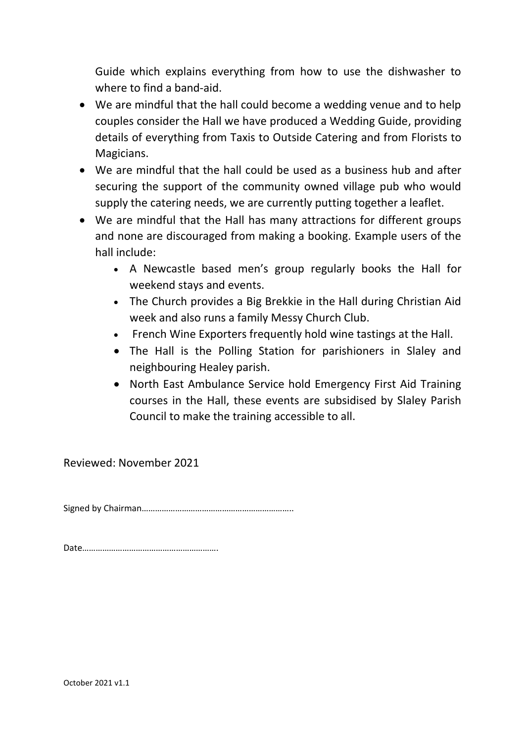Guide which explains everything from how to use the dishwasher to where to find a band-aid.

- We are mindful that the hall could become a wedding venue and to help couples consider the Hall we have produced a Wedding Guide, providing details of everything from Taxis to Outside Catering and from Florists to Magicians.
- We are mindful that the hall could be used as a business hub and after securing the support of the community owned village pub who would supply the catering needs, we are currently putting together a leaflet.
- We are mindful that the Hall has many attractions for different groups and none are discouraged from making a booking. Example users of the hall include:
  - A Newcastle based men's group regularly books the Hall for weekend stays and events.
  - The Church provides a Big Brekkie in the Hall during Christian Aid week and also runs a family Messy Church Club.
  - French Wine Exporters frequently hold wine tastings at the Hall.
  - The Hall is the Polling Station for parishioners in Slaley and neighbouring Healey parish.
  - North East Ambulance Service hold Emergency First Aid Training courses in the Hall, these events are subsidised by Slaley Parish Council to make the training accessible to all.

Reviewed: November 2021

Signed by Chairman…………………………………………………………..

Date…………………………………………………….

October 2021 v1.1